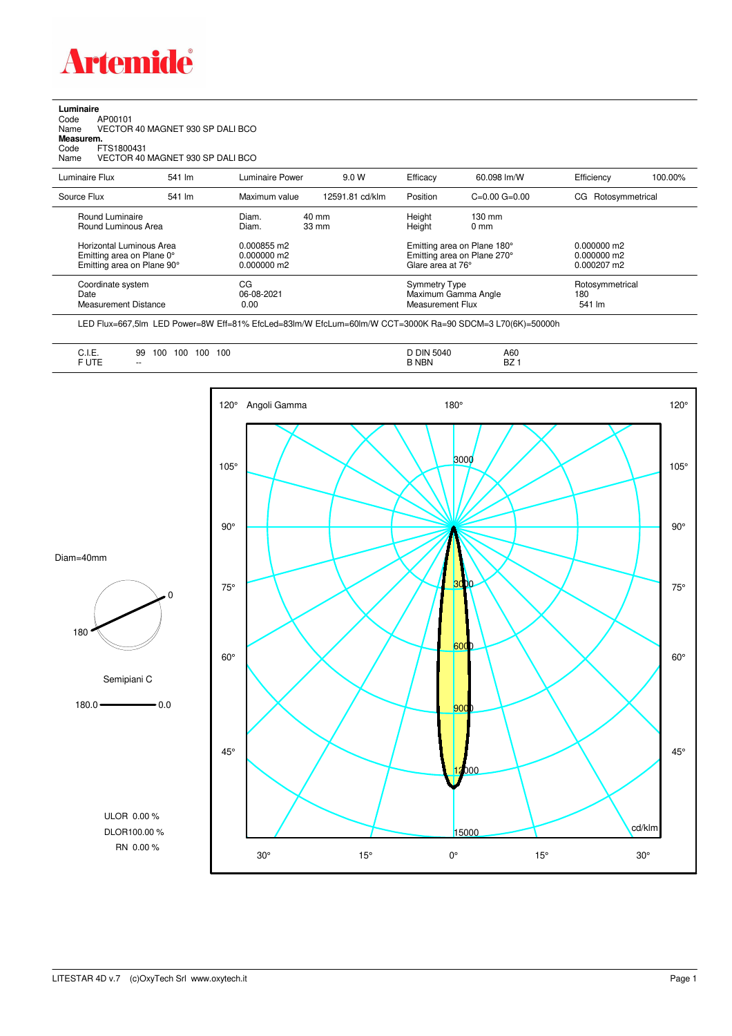# Artemide

**Luminaire**

Code AP00101
Name VECTOR 40 MAGNET 930 SP DALI BCO

**Measurem.**

Code FTS1800431
Name VECTOR 40 MAGNET 930 SP DALI BCO

| Luminaire Flux | 541 lm | Luminaire Power | 9.0 W | Efficacy | 60.098 lm/W | Efficiency | 100.00% |
|---|---|---|---|---|---|---|---|
| Source Flux | 541 lm | Maximum value | 12591.81 cd/klm | Position | C=0.00 G=0.00 | CG | Rotosymmetrical |

| | | | | |
|---|---|---|---|---|
| Round Luminaire | Diam. 40 mm | Height 130 mm | | |
| Round Luminous Area | Diam. 33 mm | Height 0 mm | | |
| Horizontal Luminous Area | 0.000855 m2 | Emitting area on Plane 180° | 0.000000 m2 | |
| Emitting area on Plane 0° | 0.000000 m2 | Emitting area on Plane 270° | 0.000000 m2 | |
| Emitting area on Plane 90° | 0.000000 m2 | Glare area at 76° | 0.000207 m2 | |

| | | | |
|---|---|---|---|
| Coordinate system | CG | Symmetry Type | Rotosymmetrical |
| Date | 06-08-2021 | Maximum Gamma Angle | 180 |
| Measurement Distance | 0.00 | Measurement Flux | 541 lm |

LED Flux=667,5lm LED Power=8W Eff=81% EfcLed=83lm/W EfcLum=60lm/W CCT=3000K Ra=90 SDCM=3 L70(6K)=50000h

| | | | |
|---|---|---|---|
| C.I.E. | 99 100 100 100 100 | D DIN 5040 | A60 |
| F UTE | -- | B NBN | BZ 1 |

Diam=40mm

Semipiani C

180.0 — 0.0

ULOR 0.00 %
DLOR 100.00 %
RN 0.00 %

Angoli Gamma

cd/klm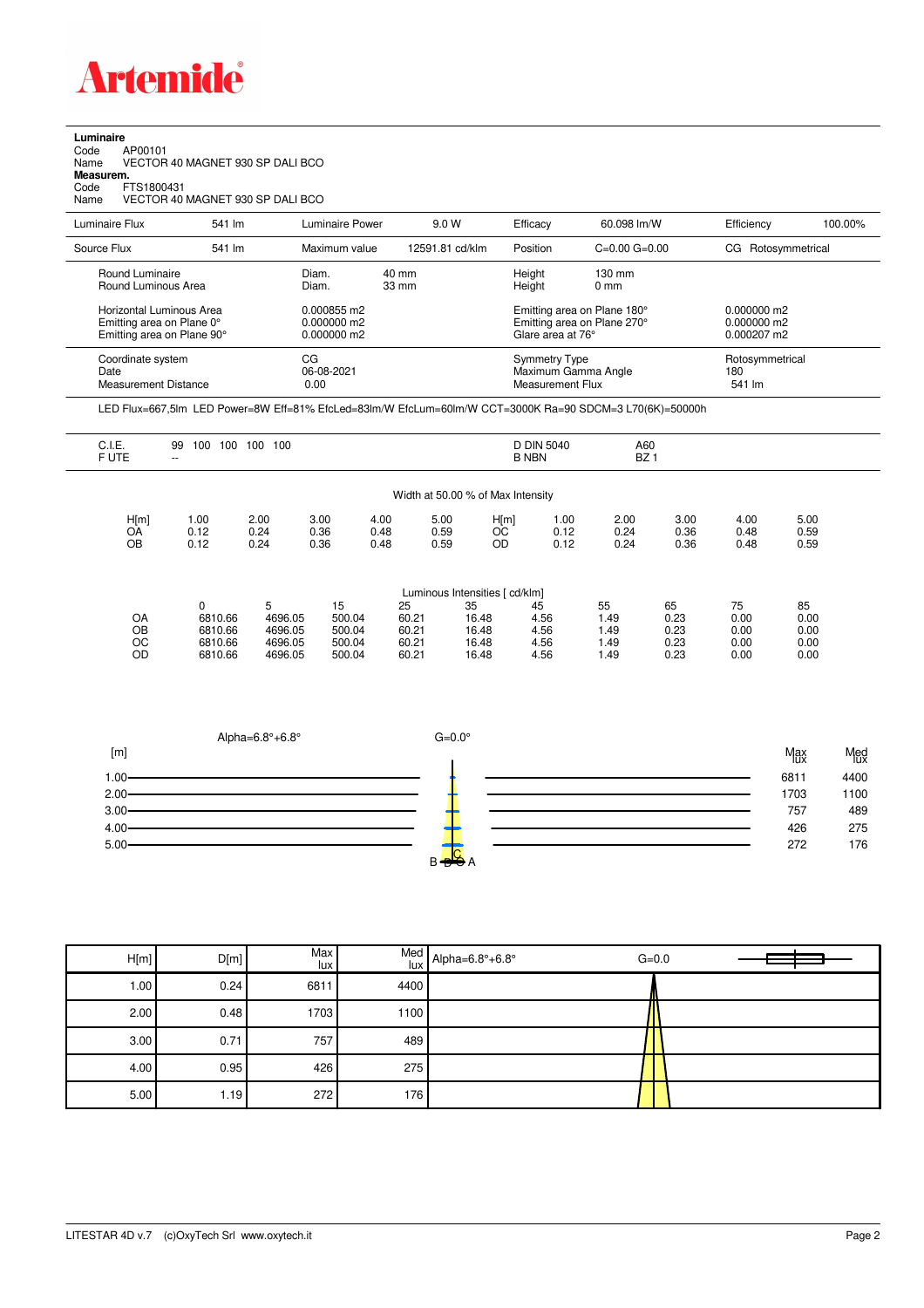Artemide®

**Luminaire**

Code AP00101

Name VECTOR 40 MAGNET 930 SP DALI BCO

**Measurem.**

Code FTS1800431

Name VECTOR 40 MAGNET 930 SP DALI BCO

| | | | | | | | |
|---|---|---|---|---|---|---|---|
| Luminaire Flux | 541 lm | Luminaire Power | 9.0 W | Efficacy | 60.098 lm/W | Efficiency | 100.00% |
| Source Flux | 541 lm | Maximum value | 12591.81 cd/klm | Position | C=0.00 G=0.00 | CG | Rotosymmetrical |

| | | | | | |
|---|---|---|---|---|---|
| Round Luminaire | Diam. | 40 mm | Height | 130 mm | |
| Round Luminous Area | Diam. | 33 mm | Height | 0 mm | |
| Horizontal Luminous Area | 0.000855 m2 | | Emitting area on Plane 180° | | 0.000000 m2 |
| Emitting area on Plane 0° | 0.000000 m2 | | Emitting area on Plane 270° | | 0.000000 m2 |
| Emitting area on Plane 90° | 0.000000 m2 | | Glare area at 76° | | 0.000207 m2 |
| Coordinate system | CG | | Symmetry Type | | Rotosymmetrical |
| Date | 06-08-2021 | | Maximum Gamma Angle | | 180 |
| Measurement Distance | 0.00 | | Measurement Flux | | 541 lm |

LED Flux=667,5lm LED Power=8W Eff=81% EfcLed=83lm/W EfcLum=60lm/W CCT=3000K Ra=90 SDCM=3 L70(6K)=50000h

| | | | |
|---|---|---|---|
| C.I.E. | 99 100 100 100 100 | D DIN 5040 | A60 |
| F UTE | -- | B NBN | BZ 1 |

Width at 50.00 % of Max Intensity

| H[m] | 1.00 | 2.00 | 3.00 | 4.00 | 5.00 | H[m] | 1.00 | 2.00 | 3.00 | 4.00 | 5.00 |
|---|---|---|---|---|---|---|---|---|---|---|---|
| OA | 0.12 | 0.24 | 0.36 | 0.48 | 0.59 | OC | 0.12 | 0.24 | 0.36 | 0.48 | 0.59 |
| OB | 0.12 | 0.24 | 0.36 | 0.48 | 0.59 | OD | 0.12 | 0.24 | 0.36 | 0.48 | 0.59 |

Luminous Intensities [ cd/klm]

| | 0 | 5 | 15 | 25 | 35 | 45 | 55 | 65 | 75 | 85 |
|---|---|---|---|---|---|---|---|---|---|---|
| OA | 6810.66 | 4696.05 | 500.04 | 60.21 | 16.48 | 4.56 | 1.49 | 0.23 | 0.00 | 0.00 |
| OB | 6810.66 | 4696.05 | 500.04 | 60.21 | 16.48 | 4.56 | 1.49 | 0.23 | 0.00 | 0.00 |
| OC | 6810.66 | 4696.05 | 500.04 | 60.21 | 16.48 | 4.56 | 1.49 | 0.23 | 0.00 | 0.00 |
| OD | 6810.66 | 4696.05 | 500.04 | 60.21 | 16.48 | 4.56 | 1.49 | 0.23 | 0.00 | 0.00 |

Alpha=6.8°+6.8°

G=0.0°

[m]

Max lux

Med lux

1.00 6811 4400

2.00 1703 1100

3.00 757 489

4.00 426 275

5.00 272 176

B D C A

| H[m] | D[m] | Max lux | Med lux | Alpha=6.8°+6.8° G=0.0 |
|---|---|---|---|---|
| 1.00 | 0.24 | 6811 | 4400 | |
| 2.00 | 0.48 | 1703 | 1100 | |
| 3.00 | 0.71 | 757 | 489 | |
| 4.00 | 0.95 | 426 | 275 | |
| 5.00 | 1.19 | 272 | 176 | |

LITESTAR 4D v.7 (c)OxyTech Srl www.oxytech.it